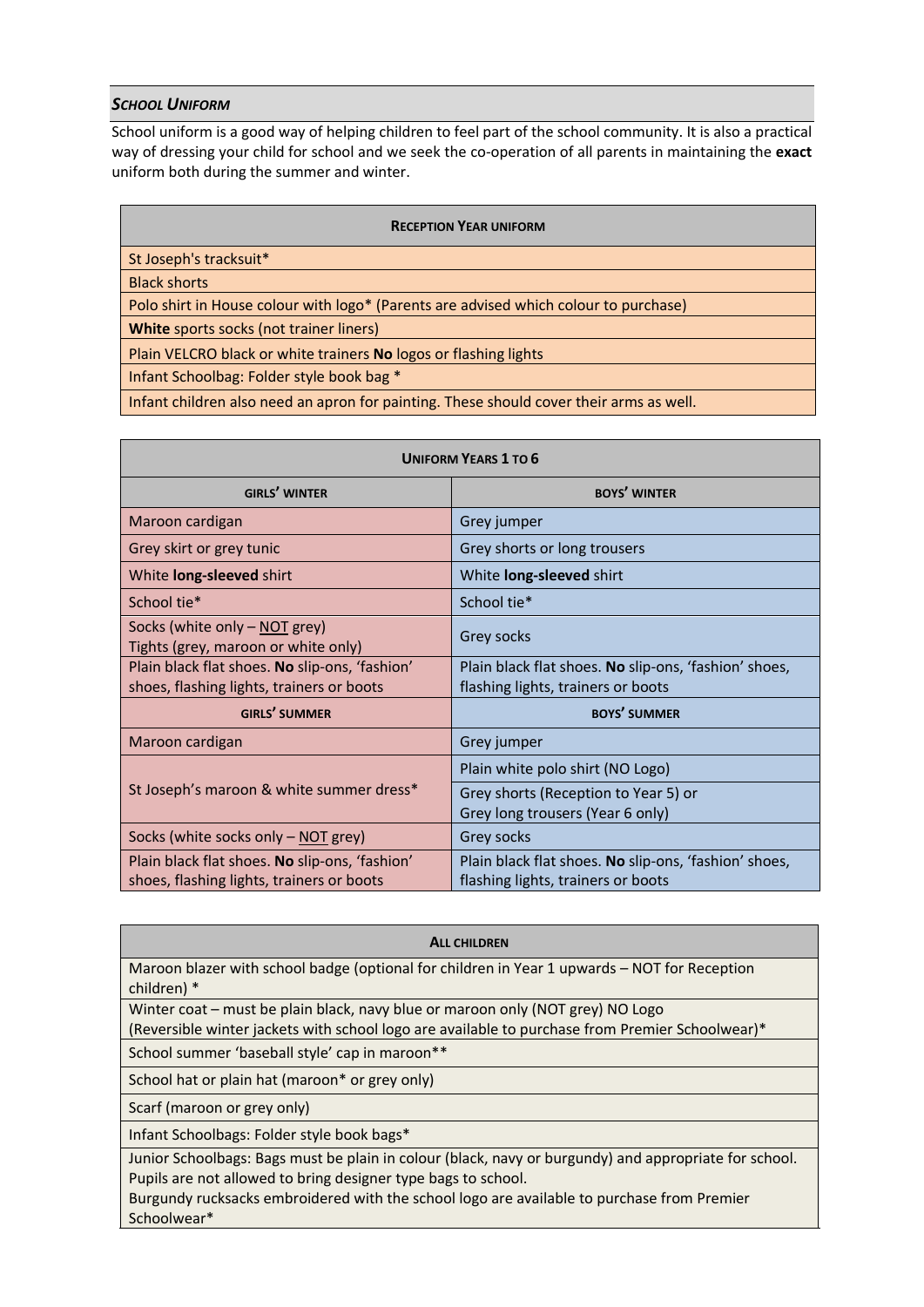## *School Uniform*

School uniform is a good way of helping children to feel part of the school community. It is also a practical way of dressing your child for school and we seek the co-operation of all parents in maintaining the **exact** uniform both during the summer and winter.

| **Reception Year uniform** |
|---|
| St Joseph's tracksuit* |
| Black shorts |
| Polo shirt in House colour with logo* (Parents are advised which colour to purchase) |
| **White** sports socks (not trainer liners) |
| Plain VELCRO black or white trainers **No** logos or flashing lights |
| Infant Schoolbag: Folder style book bag * |
| Infant children also need an apron for painting. These should cover their arms as well. |

| **Uniform Years 1 to 6** | |
|---|---|
| **Girls' winter** | **Boys' winter** |
| Maroon cardigan | Grey jumper |
| Grey skirt or grey tunic | Grey shorts or long trousers |
| White **long-sleeved** shirt | White **long-sleeved** shirt |
| School tie* | School tie* |
| Socks (white only – <u>NOT</u> grey)<br>Tights (grey, maroon or white only) | Grey socks |
| Plain black flat shoes. **No** slip-ons, 'fashion' shoes, flashing lights, trainers or boots | Plain black flat shoes. **No** slip-ons, 'fashion' shoes, flashing lights, trainers or boots |
| **Girls' summer** | **Boys' summer** |
| Maroon cardigan | Grey jumper |
| St Joseph's maroon & white summer dress* | Plain white polo shirt (NO Logo) |
| | Grey shorts (Reception to Year 5) or<br>Grey long trousers (Year 6 only) |
| Socks (white socks only – <u>NOT</u> grey) | Grey socks |
| Plain black flat shoes. **No** slip-ons, 'fashion' shoes, flashing lights, trainers or boots | Plain black flat shoes. **No** slip-ons, 'fashion' shoes, flashing lights, trainers or boots |

| **All children** |
|---|
| Maroon blazer with school badge (optional for children in Year 1 upwards – NOT for Reception children) * |
| Winter coat – must be plain black, navy blue or maroon only (NOT grey) NO Logo<br>(Reversible winter jackets with school logo are available to purchase from Premier Schoolwear)* |
| School summer 'baseball style' cap in maroon** |
| School hat or plain hat (maroon* or grey only) |
| Scarf (maroon or grey only) |
| Infant Schoolbags: Folder style book bags* |
| Junior Schoolbags: Bags must be plain in colour (black, navy or burgundy) and appropriate for school. Pupils are not allowed to bring designer type bags to school.<br>Burgundy rucksacks embroidered with the school logo are available to purchase from Premier Schoolwear* |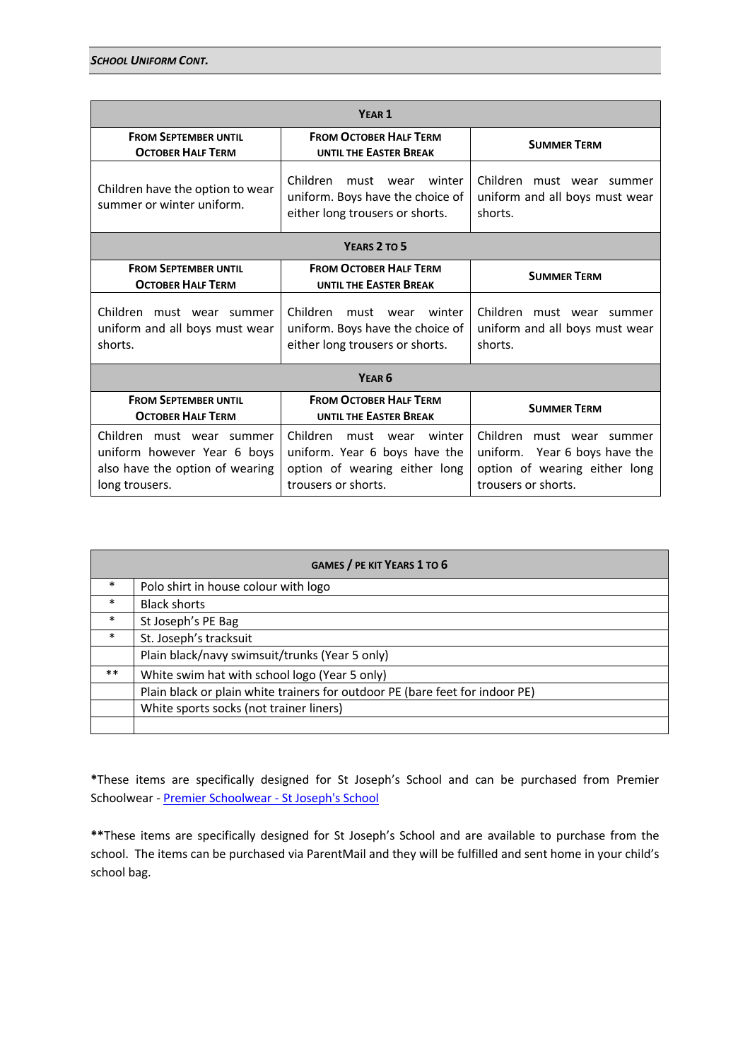## School Uniform Cont.

| Year 1 | | |
|---|---|---|
| **From September until October Half Term** | **From October Half Term until the Easter Break** | **Summer Term** |
| Children have the option to wear summer or winter uniform. | Children must wear winter uniform. Boys have the choice of either long trousers or shorts. | Children must wear summer uniform and all boys must wear shorts. |
| **Years 2 to 5** | | |
| **From September until October Half Term** | **From October Half Term until the Easter Break** | **Summer Term** |
| Children must wear summer uniform and all boys must wear shorts. | Children must wear winter uniform. Boys have the choice of either long trousers or shorts. | Children must wear summer uniform and all boys must wear shorts. |
| **Year 6** | | |
| **From September until October Half Term** | **From October Half Term until the Easter Break** | **Summer Term** |
| Children must wear summer uniform however Year 6 boys also have the option of wearing long trousers. | Children must wear winter uniform. Year 6 boys have the option of wearing either long trousers or shorts. | Children must wear summer uniform. Year 6 boys have the option of wearing either long trousers or shorts. |

| | Games / PE kit Years 1 to 6 |
|---|---|
| * | Polo shirt in house colour with logo |
| * | Black shorts |
| * | St Joseph's PE Bag |
| * | St. Joseph's tracksuit |
| | Plain black/navy swimsuit/trunks (Year 5 only) |
| ** | White swim hat with school logo (Year 5 only) |
| | Plain black or plain white trainers for outdoor PE (bare feet for indoor PE) |
| | White sports socks (not trainer liners) |
| | |

***These items are specifically designed for St Joseph's School and can be purchased from Premier Schoolwear - [Premier Schoolwear - St Joseph's School]**

****These items are specifically designed for St Joseph's School and are available to purchase from the school. The items can be purchased via ParentMail and they will be fulfilled and sent home in your child's school bag.**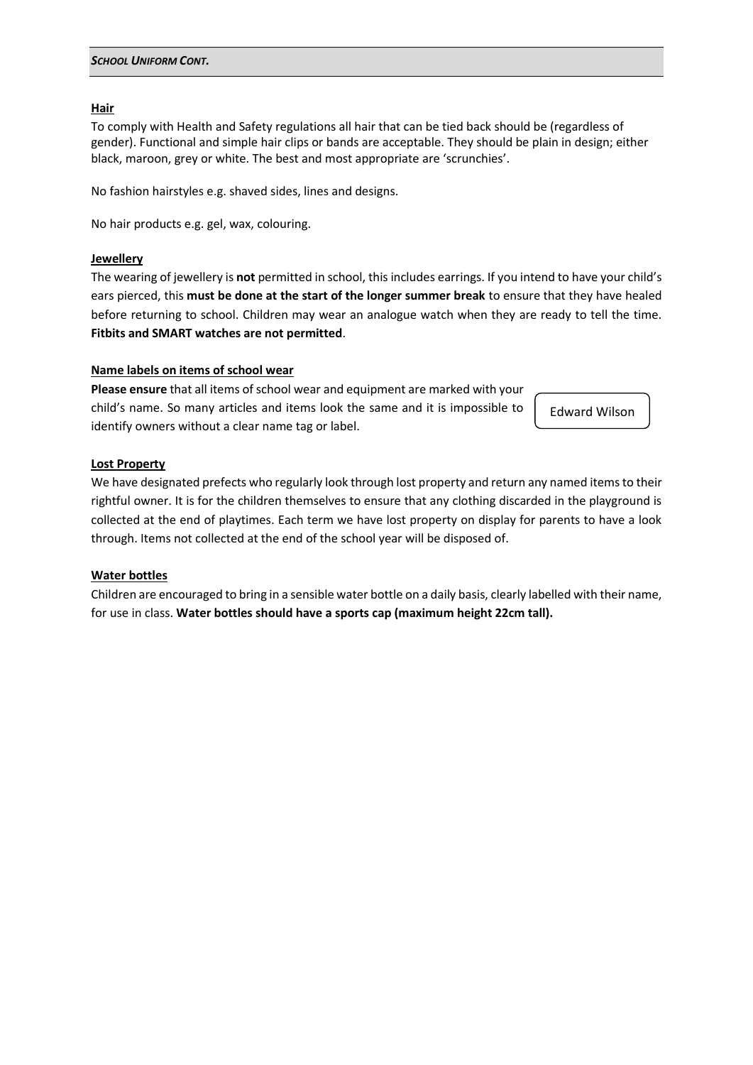***SCHOOL UNIFORM CONT.***

**Hair**

To comply with Health and Safety regulations all hair that can be tied back should be (regardless of gender). Functional and simple hair clips or bands are acceptable. They should be plain in design; either black, maroon, grey or white. The best and most appropriate are 'scrunchies'.

No fashion hairstyles e.g. shaved sides, lines and designs.

No hair products e.g. gel, wax, colouring.

**Jewellery**

The wearing of jewellery is **not** permitted in school, this includes earrings. If you intend to have your child's ears pierced, this **must be done at the start of the longer summer break** to ensure that they have healed before returning to school. Children may wear an analogue watch when they are ready to tell the time. **Fitbits and SMART watches are not permitted**.

**Name labels on items of school wear**

**Please ensure** that all items of school wear and equipment are marked with your child's name. So many articles and items look the same and it is impossible to identify owners without a clear name tag or label.

Edward Wilson

**Lost Property**

We have designated prefects who regularly look through lost property and return any named items to their rightful owner. It is for the children themselves to ensure that any clothing discarded in the playground is collected at the end of playtimes. Each term we have lost property on display for parents to have a look through. Items not collected at the end of the school year will be disposed of.

**Water bottles**

Children are encouraged to bring in a sensible water bottle on a daily basis, clearly labelled with their name, for use in class. **Water bottles should have a sports cap (maximum height 22cm tall).**